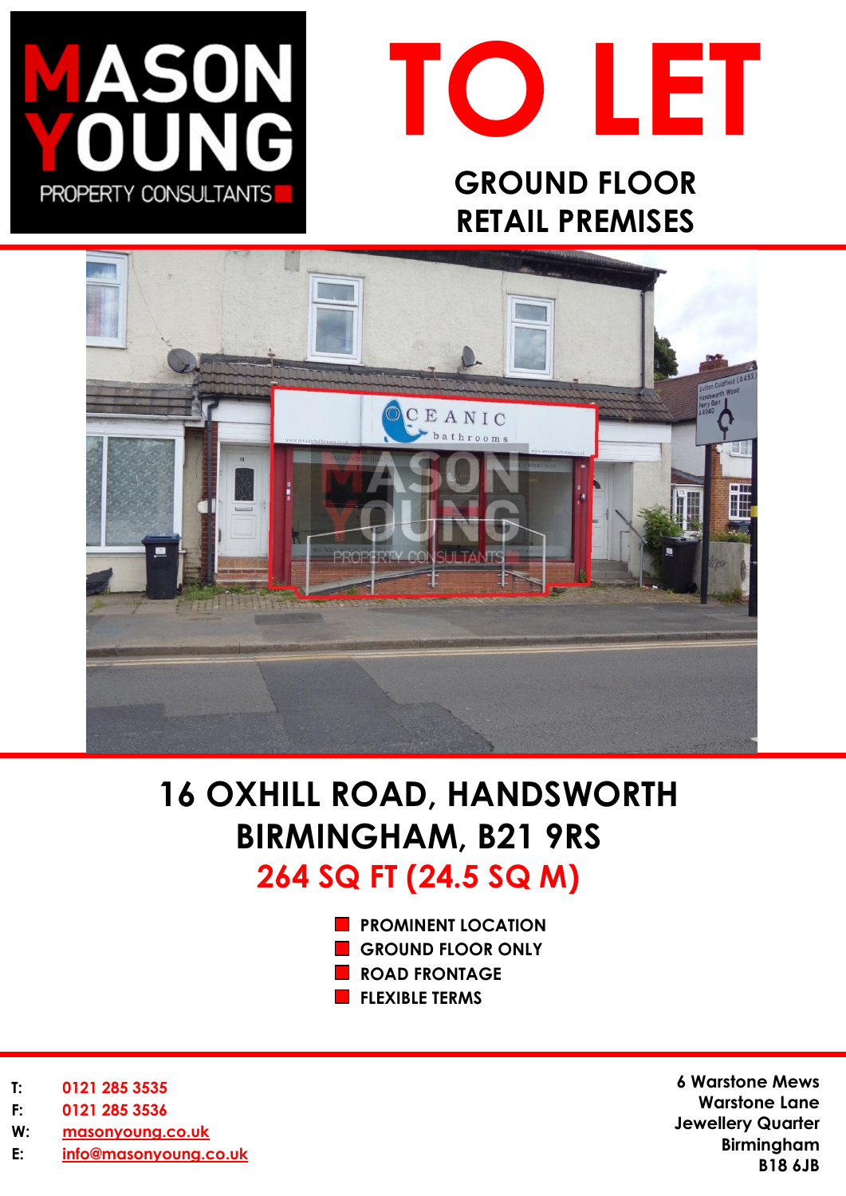MASON YOUNG
PROPERTY CONSULTANTS

# TO LET

## GROUND FLOOR RETAIL PREMISES

# 16 OXHILL ROAD, HANDSWORTH BIRMINGHAM, B21 9RS

## 264 SQ FT (24.5 SQ M)

- PROMINENT LOCATION
- GROUND FLOOR ONLY
- ROAD FRONTAGE
- FLEXIBLE TERMS

T: 0121 285 3535
F: 0121 285 3536
W: masonyoung.co.uk
E: info@masonyoung.co.uk

6 Warstone Mews
Warstone Lane
Jewellery Quarter
Birmingham
B18 6JB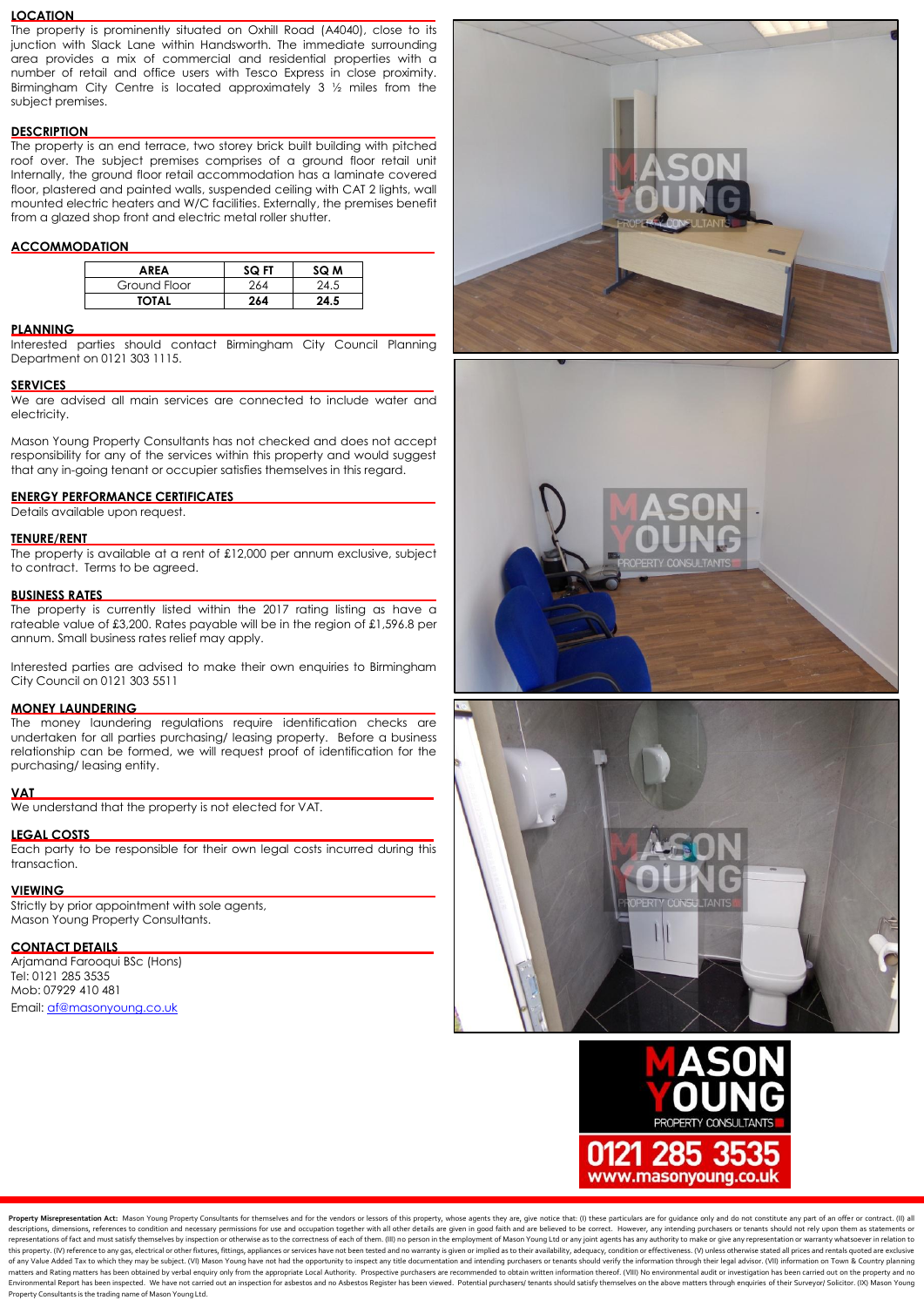## LOCATION

The property is prominently situated on Oxhill Road (A4040), close to its junction with Slack Lane within Handsworth. The immediate surrounding area provides a mix of commercial and residential properties with a number of retail and office users with Tesco Express in close proximity. Birmingham City Centre is located approximately 3 ½ miles from the subject premises.

## DESCRIPTION

The property is an end terrace, two storey brick built building with pitched roof over. The subject premises comprises of a ground floor retail unit Internally, the ground floor retail accommodation has a laminate covered floor, plastered and painted walls, suspended ceiling with CAT 2 lights, wall mounted electric heaters and W/C facilities. Externally, the premises benefit from a glazed shop front and electric metal roller shutter.

## ACCOMMODATION

| AREA | SQ FT | SQ M |
|---|---|---|
| Ground Floor | 264 | 24.5 |
| **TOTAL** | **264** | **24.5** |

## PLANNING

Interested parties should contact Birmingham City Council Planning Department on 0121 303 1115.

## SERVICES

We are advised all main services are connected to include water and electricity.

Mason Young Property Consultants has not checked and does not accept responsibility for any of the services within this property and would suggest that any in-going tenant or occupier satisfies themselves in this regard.

## ENERGY PERFORMANCE CERTIFICATES

Details available upon request.

## TENURE/RENT

The property is available at a rent of £12,000 per annum exclusive, subject to contract. Terms to be agreed.

## BUSINESS RATES

The property is currently listed within the 2017 rating listing as have a rateable value of £3,200. Rates payable will be in the region of £1,596.8 per annum. Small business rates relief may apply.

Interested parties are advised to make their own enquiries to Birmingham City Council on 0121 303 5511

## MONEY LAUNDERING

The money laundering regulations require identification checks are undertaken for all parties purchasing/ leasing property. Before a business relationship can be formed, we will request proof of identification for the purchasing/ leasing entity.

## VAT

We understand that the property is not elected for VAT.

## LEGAL COSTS

Each party to be responsible for their own legal costs incurred during this transaction.

## VIEWING

Strictly by prior appointment with sole agents,
Mason Young Property Consultants.

## CONTACT DETAILS

Arjamand Farooqui BSc (Hons)
Tel: 0121 285 3535
Mob: 07929 410 481
Email: af@masonyoung.co.uk

MASON YOUNG PROPERTY CONSULTANTS
0121 285 3535
www.masonyoung.co.uk

**Property Misrepresentation Act:** Mason Young Property Consultants for themselves and for the vendors or lessors of this property, whose agents they are, give notice that: (I) these particulars are for guidance only and do not constitute any part of an offer or contract. (II) all descriptions, dimensions, references to condition and necessary permissions for use and occupation together with all other details are given in good faith and are believed to be correct. However, any intending purchasers or tenants should not rely upon them as statements or representations of fact and must satisfy themselves by inspection or otherwise as to the correctness of each of them. (III) no person in the employment of Mason Young Ltd or any joint agents has any authority to make or give any representation or warranty whatsoever in relation to this property. (IV) reference to any gas, electrical or other fixtures, fittings, appliances or services have not been tested and no warranty is given or implied as to their availability, adequacy, condition or effectiveness. (V) unless otherwise stated all prices and rentals quoted are exclusive of any Value Added Tax to which they may be subject. (VI) Mason Young have not had the opportunity to inspect any title documentation and intending purchasers or tenants should verify the information through their legal advisor. (VII) information on Town & Country planning matters and Rating matters has been obtained by verbal enquiry only from the appropriate Local Authority. Prospective purchasers are recommended to obtain written information thereof. (VIII) No environmental audit or investigation has been carried out on the property and no Environmental Report has been inspected. We have not carried out an inspection for asbestos and no Asbestos Register has been viewed. Potential purchasers/ tenants should satisfy themselves on the above matters through enquiries of their Surveyor/ Solicitor. (IX) Mason Young Property Consultants is the trading name of Mason Young Ltd.